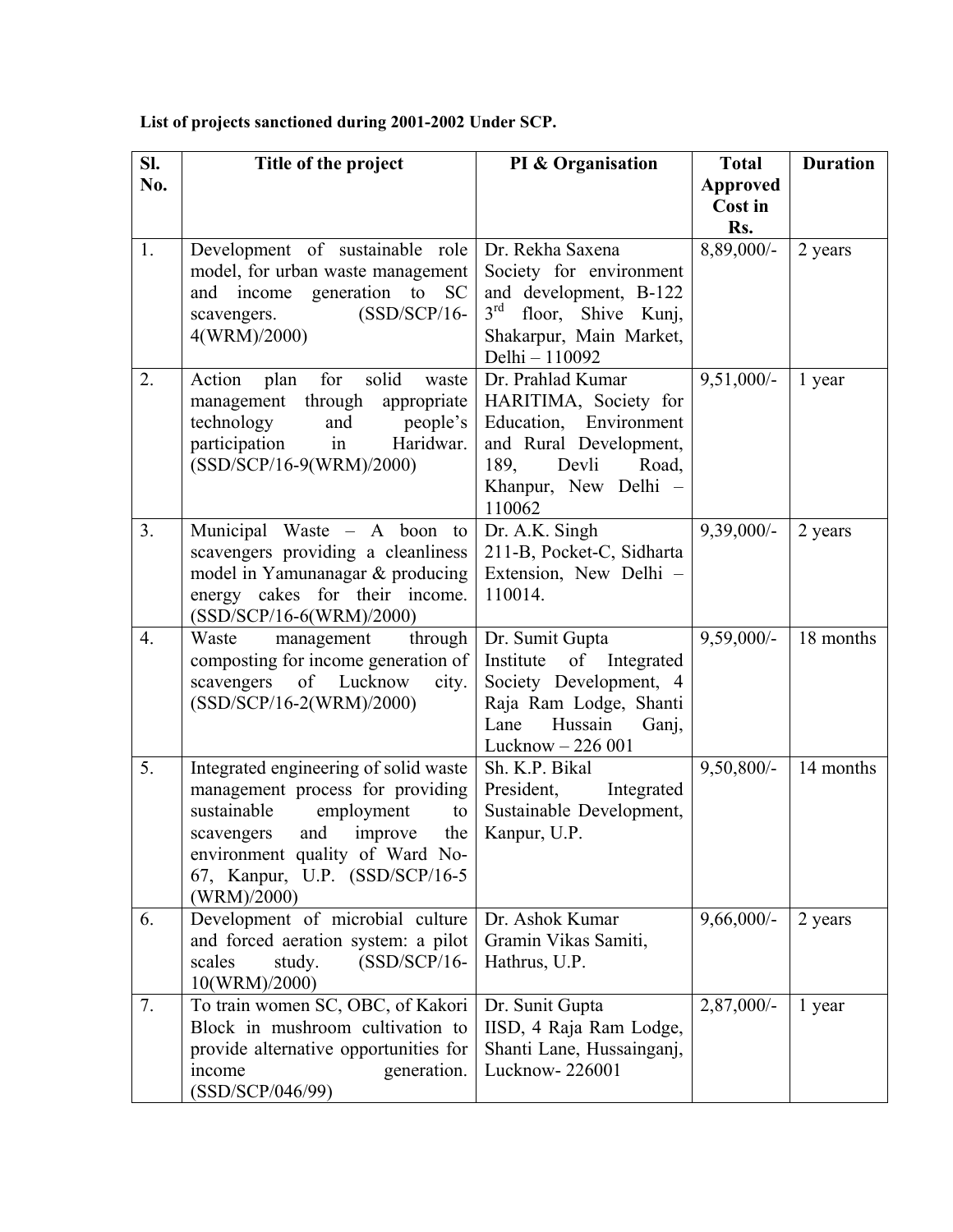**List of projects sanctioned during 2001-2002 Under SCP.**

| Sl. No. | Title of the project | PI & Organisation | Total Approved Cost in Rs. | Duration |
|---|---|---|---|---|
| 1. | Development of sustainable role model, for urban waste management and income generation to SC scavengers. (SSD/SCP/16-4(WRM)/2000) | Dr. Rekha Saxena Society for environment and development, B-122 3rd floor, Shive Kunj, Shakarpur, Main Market, Delhi – 110092 | 8,89,000/- | 2 years |
| 2. | Action plan for solid waste management through appropriate technology and people's participation in Haridwar. (SSD/SCP/16-9(WRM)/2000) | Dr. Prahlad Kumar HARITIMA, Society for Education, Environment and Rural Development, 189, Devli Road, Khanpur, New Delhi – 110062 | 9,51,000/- | 1 year |
| 3. | Municipal Waste – A boon to scavengers providing a cleanliness model in Yamunanagar & producing energy cakes for their income. (SSD/SCP/16-6(WRM)/2000) | Dr. A.K. Singh 211-B, Pocket-C, Sidharta Extension, New Delhi – 110014. | 9,39,000/- | 2 years |
| 4. | Waste management through composting for income generation of scavengers of Lucknow city. (SSD/SCP/16-2(WRM)/2000) | Dr. Sumit Gupta Institute of Integrated Society Development, 4 Raja Ram Lodge, Shanti Lane Hussain Ganj, Lucknow – 226 001 | 9,59,000/- | 18 months |
| 5. | Integrated engineering of solid waste management process for providing sustainable employment to scavengers and improve the environment quality of Ward No-67, Kanpur, U.P. (SSD/SCP/16-5 (WRM)/2000) | Sh. K.P. Bikal President, Integrated Sustainable Development, Kanpur, U.P. | 9,50,800/- | 14 months |
| 6. | Development of microbial culture and forced aeration system: a pilot scales study. (SSD/SCP/16-10(WRM)/2000) | Dr. Ashok Kumar Gramin Vikas Samiti, Hathrus, U.P. | 9,66,000/- | 2 years |
| 7. | To train women SC, OBC, of Kakori Block in mushroom cultivation to provide alternative opportunities for income generation. (SSD/SCP/046/99) | Dr. Sunit Gupta IISD, 4 Raja Ram Lodge, Shanti Lane, Hussainganj, Lucknow- 226001 | 2,87,000/- | 1 year |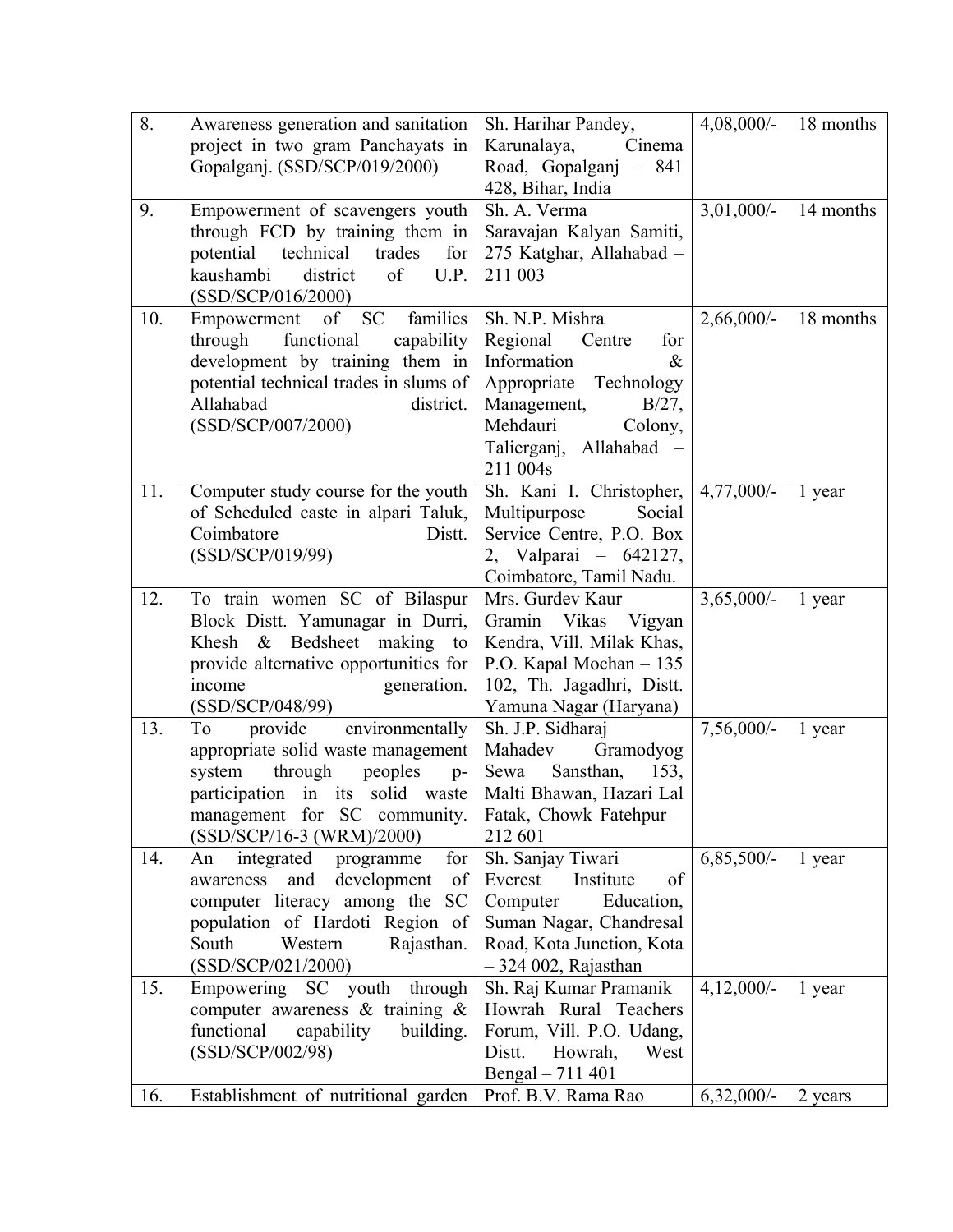| 8. | Awareness generation and sanitation project in two gram Panchayats in Gopalganj. (SSD/SCP/019/2000) | Sh. Harihar Pandey, Karunalaya, Cinema Road, Gopalganj – 841 428, Bihar, India | 4,08,000/- | 18 months |
|---|---|---|---|---|
| 9. | Empowerment of scavengers youth through FCD by training them in potential technical trades for kaushambi district of U.P. (SSD/SCP/016/2000) | Sh. A. Verma Saravajan Kalyan Samiti, 275 Katghar, Allahabad – 211 003 | 3,01,000/- | 14 months |
| 10. | Empowerment of SC families through functional capability development by training them in potential technical trades in slums of Allahabad district. (SSD/SCP/007/2000) | Sh. N.P. Mishra Regional Centre for Information & Appropriate Technology Management, B/27, Mehdauri Colony, Talierganj, Allahabad – 211 004s | 2,66,000/- | 18 months |
| 11. | Computer study course for the youth of Scheduled caste in alpari Taluk, Coimbatore Distt. (SSD/SCP/019/99) | Sh. Kani I. Christopher, Multipurpose Social Service Centre, P.O. Box 2, Valparai – 642127, Coimbatore, Tamil Nadu. | 4,77,000/- | 1 year |
| 12. | To train women SC of Bilaspur Block Distt. Yamunagar in Durri, Khesh & Bedsheet making to provide alternative opportunities for income generation. (SSD/SCP/048/99) | Mrs. Gurdev Kaur Gramin Vikas Vigyan Kendra, Vill. Milak Khas, P.O. Kapal Mochan – 135 102, Th. Jagadhri, Distt. Yamuna Nagar (Haryana) | 3,65,000/- | 1 year |
| 13. | To provide environmentally appropriate solid waste management system through peoples p-participation in its solid waste management for SC community. (SSD/SCP/16-3 (WRM)/2000) | Sh. J.P. Sidharaj Mahadev Gramodyog Sewa Sansthan, 153, Malti Bhawan, Hazari Lal Fatak, Chowk Fatehpur – 212 601 | 7,56,000/- | 1 year |
| 14. | An integrated programme for awareness and development of computer literacy among the SC population of Hardoti Region of South Western Rajasthan. (SSD/SCP/021/2000) | Sh. Sanjay Tiwari Everest Institute of Computer Education, Suman Nagar, Chandresal Road, Kota Junction, Kota – 324 002, Rajasthan | 6,85,500/- | 1 year |
| 15. | Empowering SC youth through computer awareness & training & functional capability building. (SSD/SCP/002/98) | Sh. Raj Kumar Pramanik Howrah Rural Teachers Forum, Vill. P.O. Udang, Distt. Howrah, West Bengal – 711 401 | 4,12,000/- | 1 year |
| 16. | Establishment of nutritional garden | Prof. B.V. Rama Rao | 6,32,000/- | 2 years |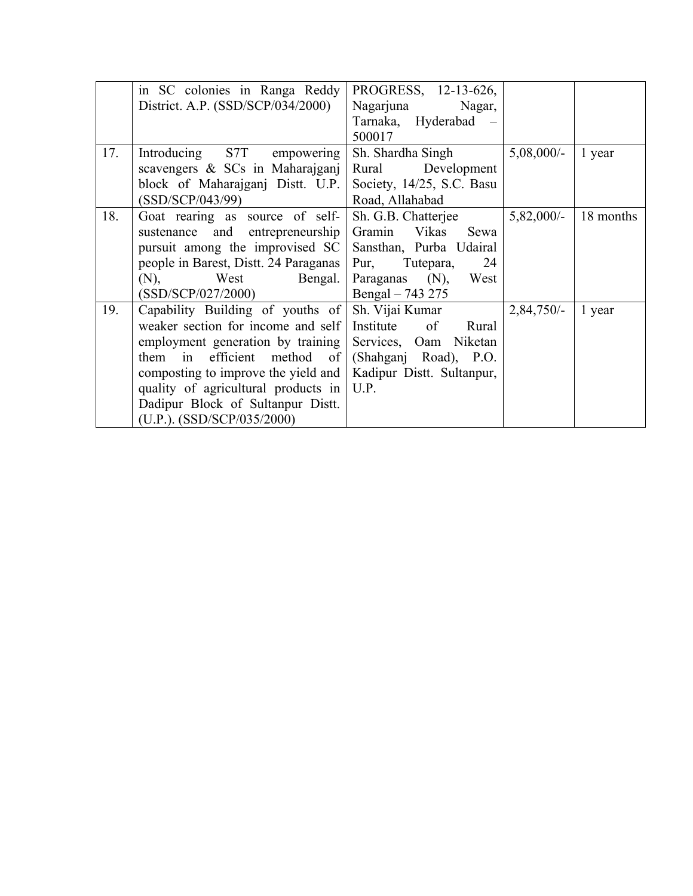| | | | | |
|---|---|---|---|---|
| | in SC colonies in Ranga Reddy District. A.P. (SSD/SCP/034/2000) | PROGRESS, 12-13-626, Nagarjuna Nagar, Tarnaka, Hyderabad – 500017 | | |
| 17. | Introducing S7T empowering scavengers & SCs in Maharajganj block of Maharajganj Distt. U.P. (SSD/SCP/043/99) | Sh. Shardha Singh Rural Development Society, 14/25, S.C. Basu Road, Allahabad | 5,08,000/- | 1 year |
| 18. | Goat rearing as source of self-sustenance and entrepreneurship pursuit among the improvised SC people in Barest, Distt. 24 Paraganas (N), West Bengal. (SSD/SCP/027/2000) | Sh. G.B. Chatterjee Gramin Vikas Sewa Sansthan, Purba Udairal Pur, Tutepara, 24 Paraganas (N), West Bengal – 743 275 | 5,82,000/- | 18 months |
| 19. | Capability Building of youths of weaker section for income and self employment generation by training them in efficient method of composting to improve the yield and quality of agricultural products in Dadipur Block of Sultanpur Distt. (U.P.). (SSD/SCP/035/2000) | Sh. Vijai Kumar Institute of Rural Services, Oam Niketan (Shahganj Road), P.O. Kadipur Distt. Sultanpur, U.P. | 2,84,750/- | 1 year |